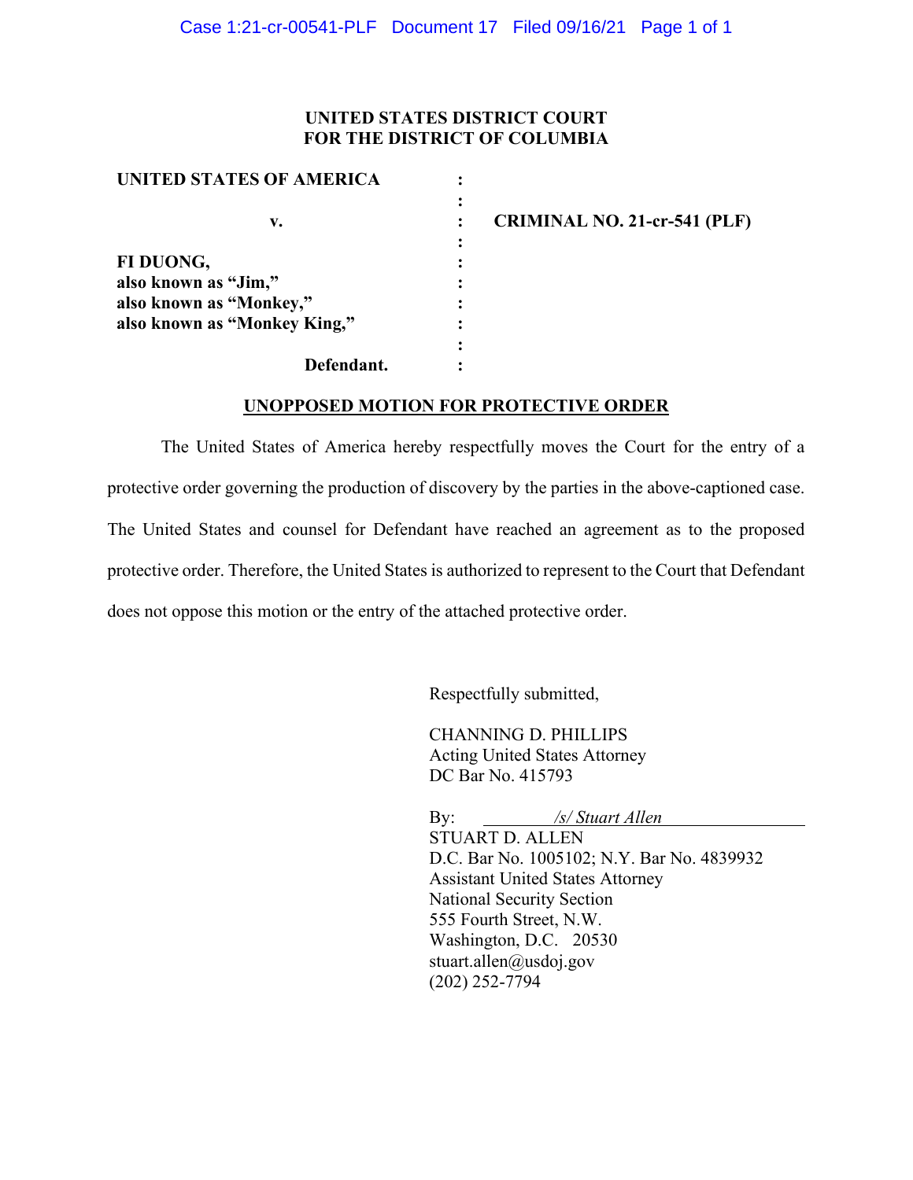**UNITED STATES DISTRICT COURT**
**FOR THE DISTRICT OF COLUMBIA**

| | | |
|---|---|---|
| **UNITED STATES OF AMERICA** | : | |
| | : | |
| **v.** | : | **CRIMINAL NO. 21-cr-541 (PLF)** |
| | : | |
| **FI DUONG,** | : | |
| **also known as "Jim,"** | : | |
| **also known as "Monkey,"** | : | |
| **also known as "Monkey King,"** | : | |
| | : | |
| **Defendant.** | : | |

**UNOPPOSED MOTION FOR PROTECTIVE ORDER**

The United States of America hereby respectfully moves the Court for the entry of a protective order governing the production of discovery by the parties in the above-captioned case. The United States and counsel for Defendant have reached an agreement as to the proposed protective order. Therefore, the United States is authorized to represent to the Court that Defendant does not oppose this motion or the entry of the attached protective order.

Respectfully submitted,

CHANNING D. PHILLIPS
Acting United States Attorney
DC Bar No. 415793

By: *Stuart Allen* (signed "/s/")
STUART D. ALLEN
D.C. Bar No. 1005102; N.Y. Bar No. 4839932
Assistant United States Attorney
National Security Section
555 Fourth Street, N.W.
Washington, D.C. 20530
stuart.allen@usdoj.gov
(202) 252-7794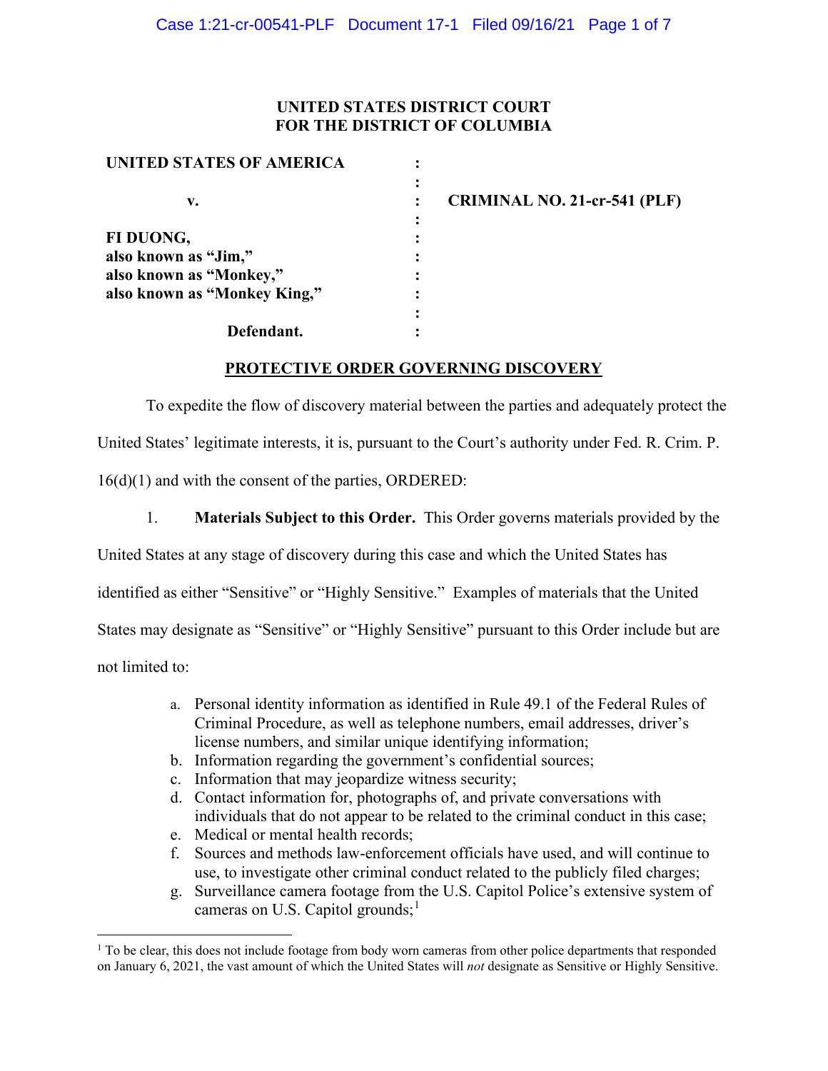**UNITED STATES DISTRICT COURT**
**FOR THE DISTRICT OF COLUMBIA**

| | | |
|---|---|---|
| **UNITED STATES OF AMERICA** | : | |
| | : | |
| **v.** | : | **CRIMINAL NO. 21-cr-541 (PLF)** |
| | : | |
| **FI DUONG,** | : | |
| **also known as "Jim,"** | : | |
| **also known as "Monkey,"** | : | |
| **also known as "Monkey King,"** | : | |
| | : | |
| **Defendant.** | : | |

## PROTECTIVE ORDER GOVERNING DISCOVERY

To expedite the flow of discovery material between the parties and adequately protect the United States' legitimate interests, it is, pursuant to the Court's authority under Fed. R. Crim. P. 16(d)(1) and with the consent of the parties, ORDERED:

1. **Materials Subject to this Order.** This Order governs materials provided by the United States at any stage of discovery during this case and which the United States has identified as either "Sensitive" or "Highly Sensitive." Examples of materials that the United States may designate as "Sensitive" or "Highly Sensitive" pursuant to this Order include but are not limited to:

   a. Personal identity information as identified in Rule 49.1 of the Federal Rules of Criminal Procedure, as well as telephone numbers, email addresses, driver's license numbers, and similar unique identifying information;
   b. Information regarding the government's confidential sources;
   c. Information that may jeopardize witness security;
   d. Contact information for, photographs of, and private conversations with individuals that do not appear to be related to the criminal conduct in this case;
   e. Medical or mental health records;
   f. Sources and methods law-enforcement officials have used, and will continue to use, to investigate other criminal conduct related to the publicly filed charges;
   g. Surveillance camera footage from the U.S. Capitol Police's extensive system of cameras on U.S. Capitol grounds;[1]

[1] To be clear, this does not include footage from body worn cameras from other police departments that responded on January 6, 2021, the vast amount of which the United States will *not* designate as Sensitive or Highly Sensitive.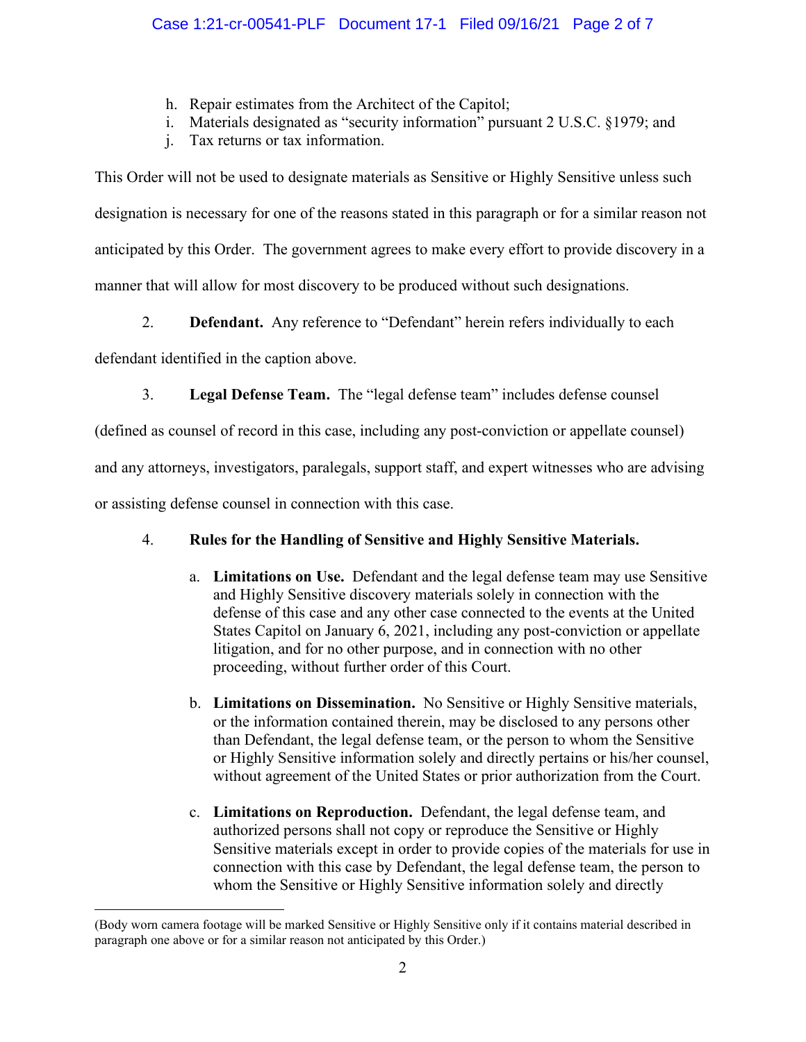h. Repair estimates from the Architect of the Capitol;
i. Materials designated as "security information" pursuant 2 U.S.C. §1979; and
j. Tax returns or tax information.

This Order will not be used to designate materials as Sensitive or Highly Sensitive unless such designation is necessary for one of the reasons stated in this paragraph or for a similar reason not anticipated by this Order. The government agrees to make every effort to provide discovery in a manner that will allow for most discovery to be produced without such designations.

2. **Defendant.** Any reference to "Defendant" herein refers individually to each defendant identified in the caption above.

3. **Legal Defense Team.** The "legal defense team" includes defense counsel (defined as counsel of record in this case, including any post-conviction or appellate counsel) and any attorneys, investigators, paralegals, support staff, and expert witnesses who are advising or assisting defense counsel in connection with this case.

4. **Rules for the Handling of Sensitive and Highly Sensitive Materials.**

   a. **Limitations on Use.** Defendant and the legal defense team may use Sensitive and Highly Sensitive discovery materials solely in connection with the defense of this case and any other case connected to the events at the United States Capitol on January 6, 2021, including any post-conviction or appellate litigation, and for no other purpose, and in connection with no other proceeding, without further order of this Court.

   b. **Limitations on Dissemination.** No Sensitive or Highly Sensitive materials, or the information contained therein, may be disclosed to any persons other than Defendant, the legal defense team, or the person to whom the Sensitive or Highly Sensitive information solely and directly pertains or his/her counsel, without agreement of the United States or prior authorization from the Court.

   c. **Limitations on Reproduction.** Defendant, the legal defense team, and authorized persons shall not copy or reproduce the Sensitive or Highly Sensitive materials except in order to provide copies of the materials for use in connection with this case by Defendant, the legal defense team, the person to whom the Sensitive or Highly Sensitive information solely and directly

---

(Body worn camera footage will be marked Sensitive or Highly Sensitive only if it contains material described in paragraph one above or for a similar reason not anticipated by this Order.)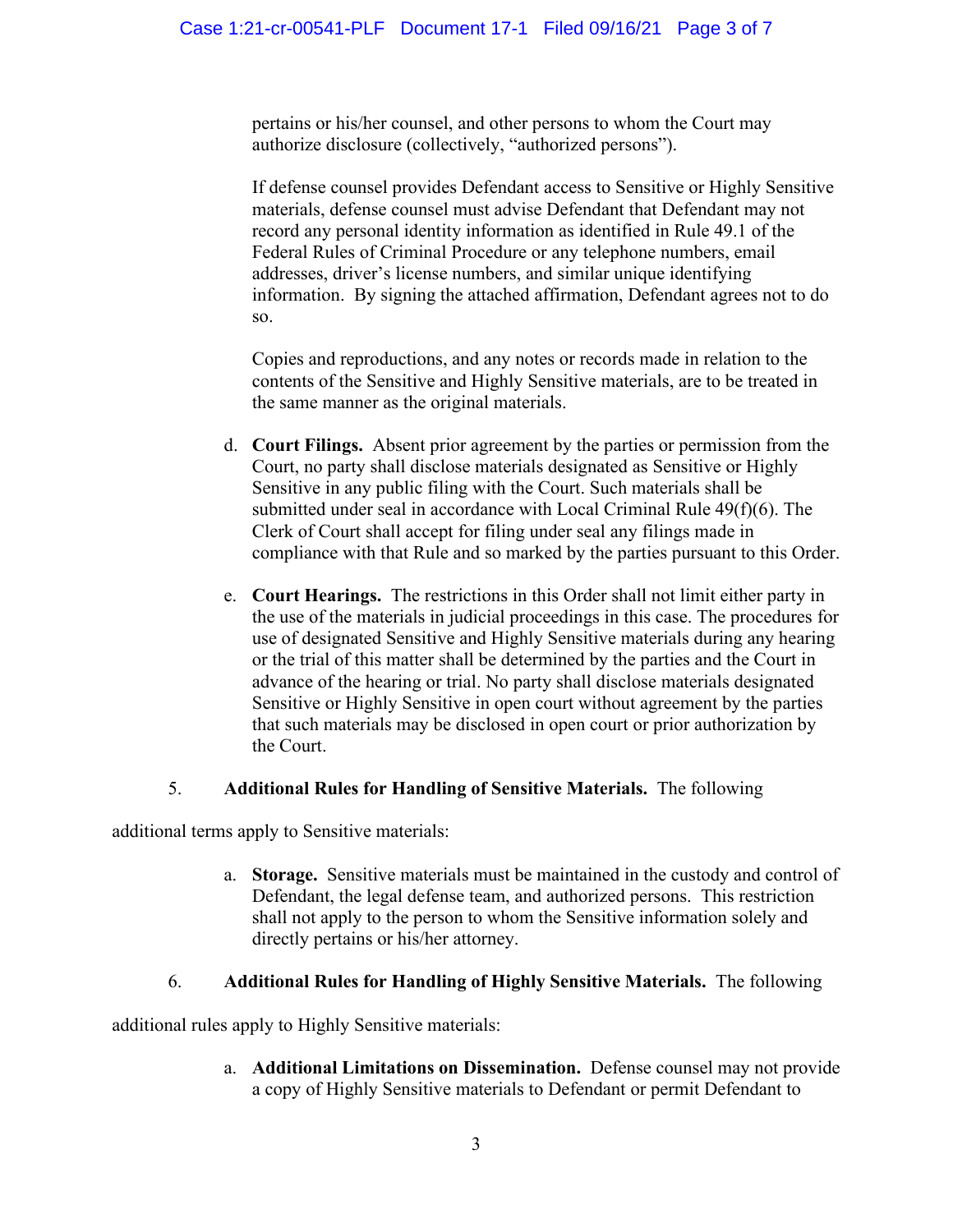pertains or his/her counsel, and other persons to whom the Court may authorize disclosure (collectively, "authorized persons").

If defense counsel provides Defendant access to Sensitive or Highly Sensitive materials, defense counsel must advise Defendant that Defendant may not record any personal identity information as identified in Rule 49.1 of the Federal Rules of Criminal Procedure or any telephone numbers, email addresses, driver's license numbers, and similar unique identifying information. By signing the attached affirmation, Defendant agrees not to do so.

Copies and reproductions, and any notes or records made in relation to the contents of the Sensitive and Highly Sensitive materials, are to be treated in the same manner as the original materials.

d. **Court Filings.** Absent prior agreement by the parties or permission from the Court, no party shall disclose materials designated as Sensitive or Highly Sensitive in any public filing with the Court. Such materials shall be submitted under seal in accordance with Local Criminal Rule 49(f)(6). The Clerk of Court shall accept for filing under seal any filings made in compliance with that Rule and so marked by the parties pursuant to this Order.

e. **Court Hearings.** The restrictions in this Order shall not limit either party in the use of the materials in judicial proceedings in this case. The procedures for use of designated Sensitive and Highly Sensitive materials during any hearing or the trial of this matter shall be determined by the parties and the Court in advance of the hearing or trial. No party shall disclose materials designated Sensitive or Highly Sensitive in open court without agreement by the parties that such materials may be disclosed in open court or prior authorization by the Court.

5. **Additional Rules for Handling of Sensitive Materials.** The following additional terms apply to Sensitive materials:

a. **Storage.** Sensitive materials must be maintained in the custody and control of Defendant, the legal defense team, and authorized persons. This restriction shall not apply to the person to whom the Sensitive information solely and directly pertains or his/her attorney.

6. **Additional Rules for Handling of Highly Sensitive Materials.** The following additional rules apply to Highly Sensitive materials:

a. **Additional Limitations on Dissemination.** Defense counsel may not provide a copy of Highly Sensitive materials to Defendant or permit Defendant to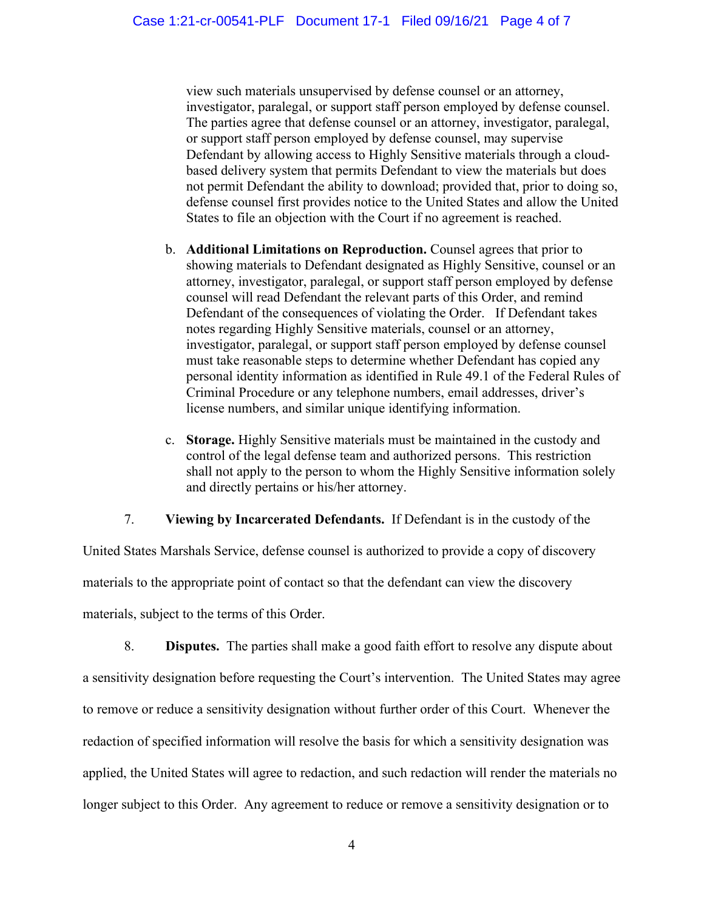view such materials unsupervised by defense counsel or an attorney, investigator, paralegal, or support staff person employed by defense counsel. The parties agree that defense counsel or an attorney, investigator, paralegal, or support staff person employed by defense counsel, may supervise Defendant by allowing access to Highly Sensitive materials through a cloud-based delivery system that permits Defendant to view the materials but does not permit Defendant the ability to download; provided that, prior to doing so, defense counsel first provides notice to the United States and allow the United States to file an objection with the Court if no agreement is reached.

b. **Additional Limitations on Reproduction.** Counsel agrees that prior to showing materials to Defendant designated as Highly Sensitive, counsel or an attorney, investigator, paralegal, or support staff person employed by defense counsel will read Defendant the relevant parts of this Order, and remind Defendant of the consequences of violating the Order. If Defendant takes notes regarding Highly Sensitive materials, counsel or an attorney, investigator, paralegal, or support staff person employed by defense counsel must take reasonable steps to determine whether Defendant has copied any personal identity information as identified in Rule 49.1 of the Federal Rules of Criminal Procedure or any telephone numbers, email addresses, driver's license numbers, and similar unique identifying information.

c. **Storage.** Highly Sensitive materials must be maintained in the custody and control of the legal defense team and authorized persons. This restriction shall not apply to the person to whom the Highly Sensitive information solely and directly pertains or his/her attorney.

7. **Viewing by Incarcerated Defendants.** If Defendant is in the custody of the United States Marshals Service, defense counsel is authorized to provide a copy of discovery materials to the appropriate point of contact so that the defendant can view the discovery materials, subject to the terms of this Order.

8. **Disputes.** The parties shall make a good faith effort to resolve any dispute about a sensitivity designation before requesting the Court's intervention. The United States may agree to remove or reduce a sensitivity designation without further order of this Court. Whenever the redaction of specified information will resolve the basis for which a sensitivity designation was applied, the United States will agree to redaction, and such redaction will render the materials no longer subject to this Order. Any agreement to reduce or remove a sensitivity designation or to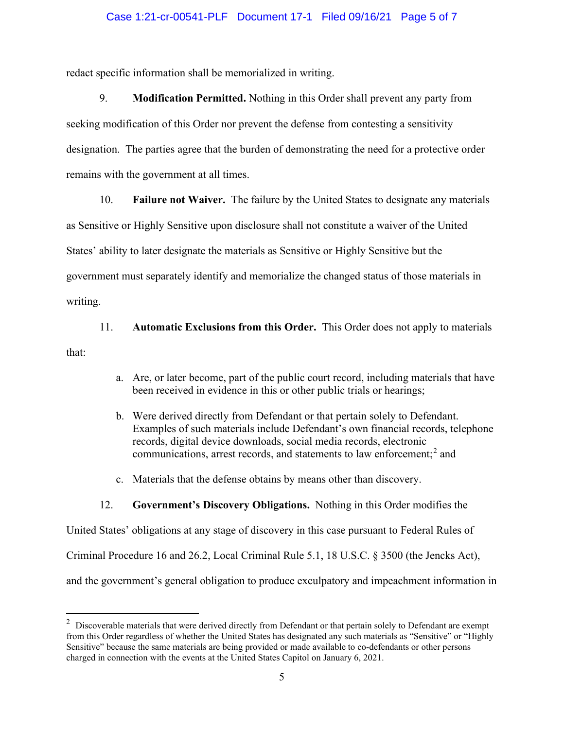redact specific information shall be memorialized in writing.

9. **Modification Permitted.** Nothing in this Order shall prevent any party from seeking modification of this Order nor prevent the defense from contesting a sensitivity designation. The parties agree that the burden of demonstrating the need for a protective order remains with the government at all times.

10. **Failure not Waiver.** The failure by the United States to designate any materials as Sensitive or Highly Sensitive upon disclosure shall not constitute a waiver of the United States' ability to later designate the materials as Sensitive or Highly Sensitive but the government must separately identify and memorialize the changed status of those materials in writing.

11. **Automatic Exclusions from this Order.** This Order does not apply to materials that:

   a. Are, or later become, part of the public court record, including materials that have been received in evidence in this or other public trials or hearings;

   b. Were derived directly from Defendant or that pertain solely to Defendant. Examples of such materials include Defendant's own financial records, telephone records, digital device downloads, social media records, electronic communications, arrest records, and statements to law enforcement;[2] and

   c. Materials that the defense obtains by means other than discovery.

12. **Government's Discovery Obligations.** Nothing in this Order modifies the United States' obligations at any stage of discovery in this case pursuant to Federal Rules of Criminal Procedure 16 and 26.2, Local Criminal Rule 5.1, 18 U.S.C. § 3500 (the Jencks Act), and the government's general obligation to produce exculpatory and impeachment information in

---

[2] Discoverable materials that were derived directly from Defendant or that pertain solely to Defendant are exempt from this Order regardless of whether the United States has designated any such materials as "Sensitive" or "Highly Sensitive" because the same materials are being provided or made available to co-defendants or other persons charged in connection with the events at the United States Capitol on January 6, 2021.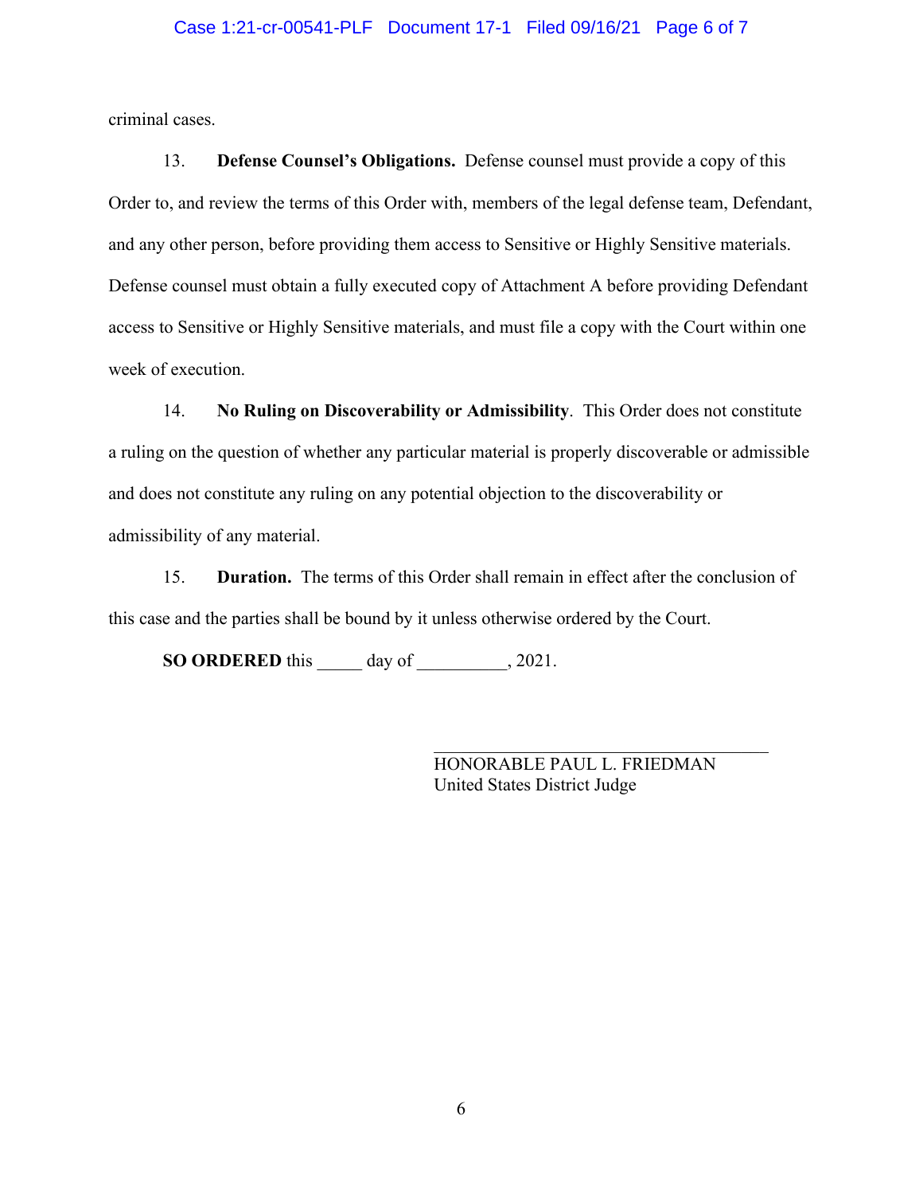criminal cases.

13. **Defense Counsel's Obligations.** Defense counsel must provide a copy of this Order to, and review the terms of this Order with, members of the legal defense team, Defendant, and any other person, before providing them access to Sensitive or Highly Sensitive materials. Defense counsel must obtain a fully executed copy of Attachment A before providing Defendant access to Sensitive or Highly Sensitive materials, and must file a copy with the Court within one week of execution.

14. **No Ruling on Discoverability or Admissibility**. This Order does not constitute a ruling on the question of whether any particular material is properly discoverable or admissible and does not constitute any ruling on any potential objection to the discoverability or admissibility of any material.

15. **Duration.** The terms of this Order shall remain in effect after the conclusion of this case and the parties shall be bound by it unless otherwise ordered by the Court.

**SO ORDERED** this _____ day of __________, 2021.

___________________________________
HONORABLE PAUL L. FRIEDMAN
United States District Judge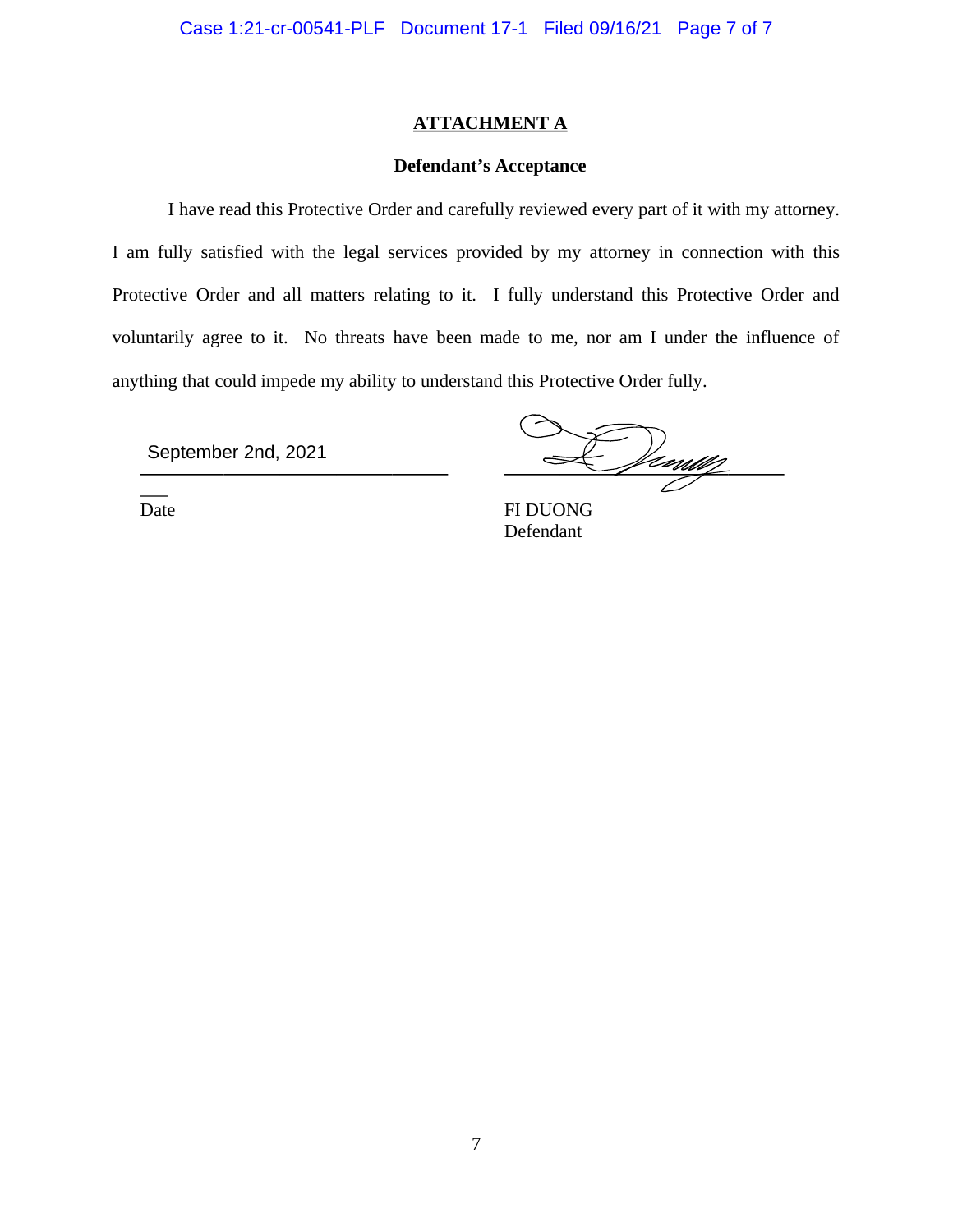## ATTACHMENT A

### Defendant's Acceptance

I have read this Protective Order and carefully reviewed every part of it with my attorney. I am fully satisfied with the legal services provided by my attorney in connection with this Protective Order and all matters relating to it. I fully understand this Protective Order and voluntarily agree to it. No threats have been made to me, nor am I under the influence of anything that could impede my ability to understand this Protective Order fully.

September 2nd, 2021
Date

FI DUONG
Defendant